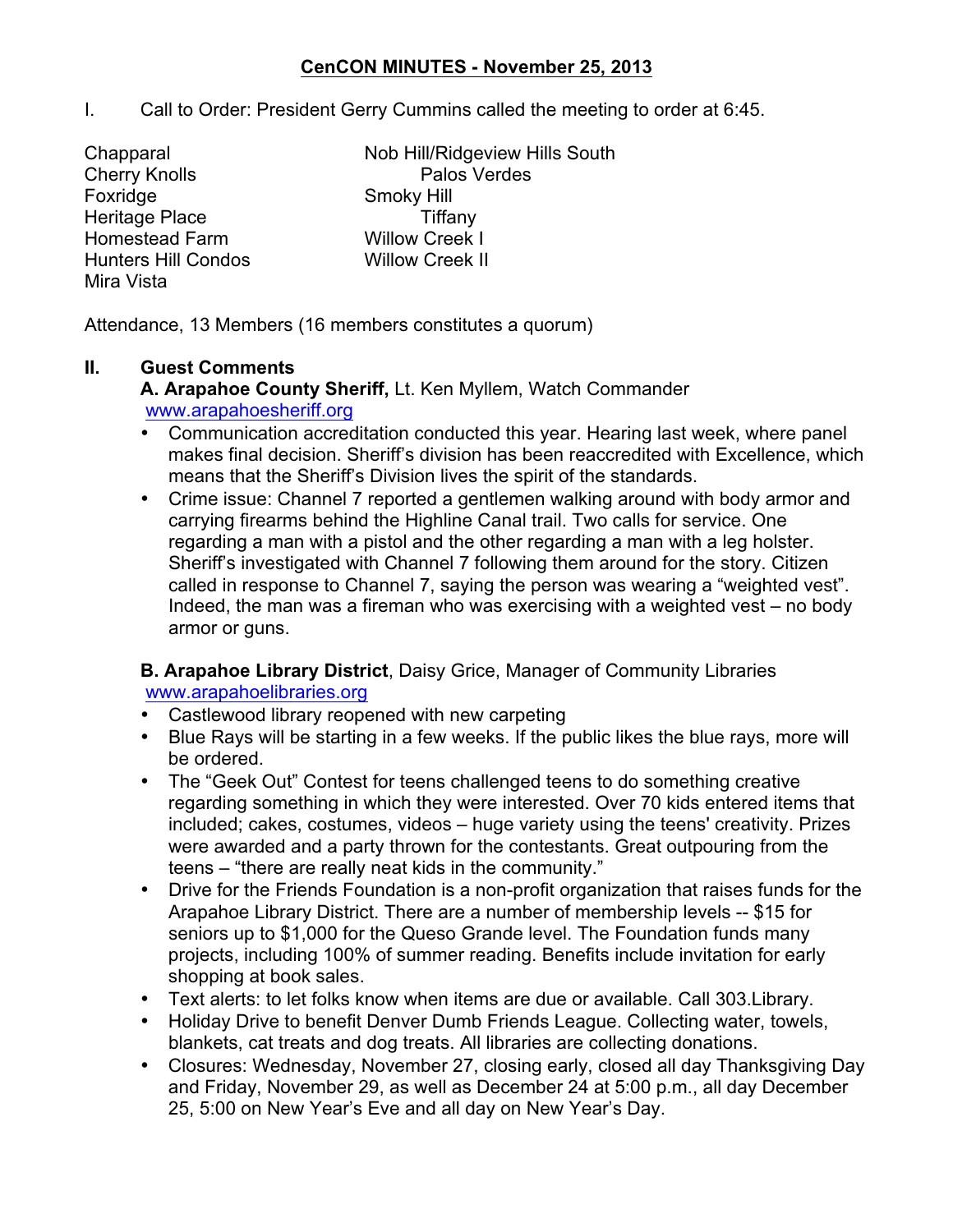# CenCON MINUTES - November 25, 2013

I. Call to Order: President Gerry Cummins called the meeting to order at 6:45.

Chapparal
Cherry Knolls
Foxridge
Heritage Place
Homestead Farm
Hunters Hill Condos
Mira Vista
Nob Hill/Ridgeview Hills South
Palos Verdes
Smoky Hill
Tiffany
Willow Creek I
Willow Creek II

Attendance, 13 Members (16 members constitutes a quorum)

## II. Guest Comments

**A. Arapahoe County Sheriff,** Lt. Ken Myllem, Watch Commander
www.arapahoesheriff.org

- Communication accreditation conducted this year. Hearing last week, where panel makes final decision. Sheriff's division has been reaccredited with Excellence, which means that the Sheriff's Division lives the spirit of the standards.
- Crime issue: Channel 7 reported a gentlemen walking around with body armor and carrying firearms behind the Highline Canal trail. Two calls for service. One regarding a man with a pistol and the other regarding a man with a leg holster. Sheriff's investigated with Channel 7 following them around for the story. Citizen called in response to Channel 7, saying the person was wearing a "weighted vest". Indeed, the man was a fireman who was exercising with a weighted vest – no body armor or guns.

**B. Arapahoe Library District**, Daisy Grice, Manager of Community Libraries
www.arapahoelibraries.org

- Castlewood library reopened with new carpeting
- Blue Rays will be starting in a few weeks. If the public likes the blue rays, more will be ordered.
- The "Geek Out" Contest for teens challenged teens to do something creative regarding something in which they were interested. Over 70 kids entered items that included; cakes, costumes, videos – huge variety using the teens' creativity. Prizes were awarded and a party thrown for the contestants. Great outpouring from the teens – "there are really neat kids in the community."
- Drive for the Friends Foundation is a non-profit organization that raises funds for the Arapahoe Library District. There are a number of membership levels -- $15 for seniors up to $1,000 for the Queso Grande level. The Foundation funds many projects, including 100% of summer reading. Benefits include invitation for early shopping at book sales.
- Text alerts: to let folks know when items are due or available. Call 303.Library.
- Holiday Drive to benefit Denver Dumb Friends League. Collecting water, towels, blankets, cat treats and dog treats. All libraries are collecting donations.
- Closures: Wednesday, November 27, closing early, closed all day Thanksgiving Day and Friday, November 29, as well as December 24 at 5:00 p.m., all day December 25, 5:00 on New Year's Eve and all day on New Year's Day.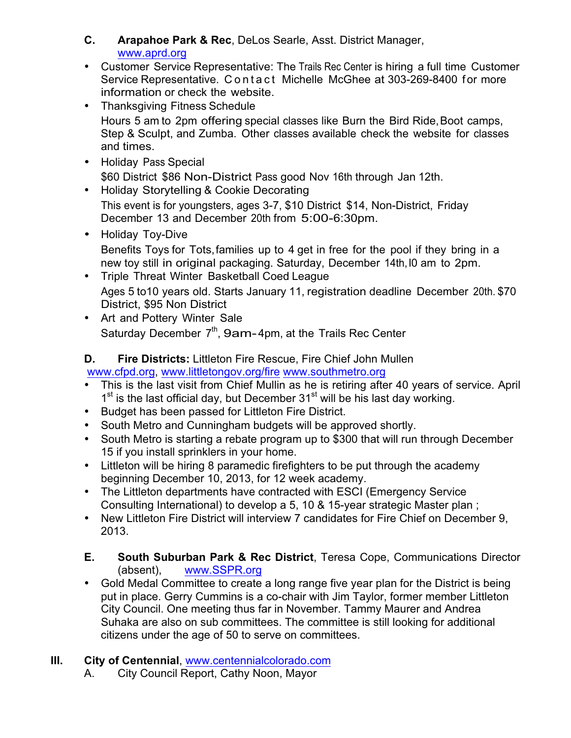C. **Arapahoe Park & Rec**, DeLos Searle, Asst. District Manager, www.aprd.org

- Customer Service Representative: The Trails Rec Center is hiring a full time Customer Service Representative. Contact Michelle McGhee at 303-269-8400 for more information or check the website.
- Thanksgiving Fitness Schedule
  Hours 5 am to 2pm offering special classes like Burn the Bird Ride, Boot camps, Step & Sculpt, and Zumba. Other classes available check the website for classes and times.
- Holiday Pass Special
  $60 District $86 Non-District Pass good Nov 16th through Jan 12th.
- Holiday Storytelling & Cookie Decorating
  This event is for youngsters, ages 3-7, $10 District $14, Non-District, Friday December 13 and December 20th from 5:00-6:30pm.
- Holiday Toy-Dive
  Benefits Toys for Tots, families up to 4 get in free for the pool if they bring in a new toy still in original packaging. Saturday, December 14th, l0 am to 2pm.
- Triple Threat Winter Basketball Coed League
  Ages 5 to10 years old. Starts January 11, registration deadline December 20th. $70 District, $95 Non District
- Art and Pottery Winter Sale
  Saturday December 7th, 9am-4pm, at the Trails Rec Center

D. **Fire Districts:** Littleton Fire Rescue, Fire Chief John Mullen
www.cfpd.org, www.littletongov.org/fire www.southmetro.org

- This is the last visit from Chief Mullin as he is retiring after 40 years of service. April 1st is the last official day, but December 31st will be his last day working.
- Budget has been passed for Littleton Fire District.
- South Metro and Cunningham budgets will be approved shortly.
- South Metro is starting a rebate program up to $300 that will run through December 15 if you install sprinklers in your home.
- Littleton will be hiring 8 paramedic firefighters to be put through the academy beginning December 10, 2013, for 12 week academy.
- The Littleton departments have contracted with ESCI (Emergency Service Consulting International) to develop a 5, 10 & 15-year strategic Master plan ;
- New Littleton Fire District will interview 7 candidates for Fire Chief on December 9, 2013.

E. **South Suburban Park & Rec District**, Teresa Cope, Communications Director (absent), www.SSPR.org

- Gold Medal Committee to create a long range five year plan for the District is being put in place. Gerry Cummins is a co-chair with Jim Taylor, former member Littleton City Council. One meeting thus far in November. Tammy Maurer and Andrea Suhaka are also on sub committees. The committee is still looking for additional citizens under the age of 50 to serve on committees.

## III. **City of Centennial**, www.centennialcolorado.com

A. City Council Report, Cathy Noon, Mayor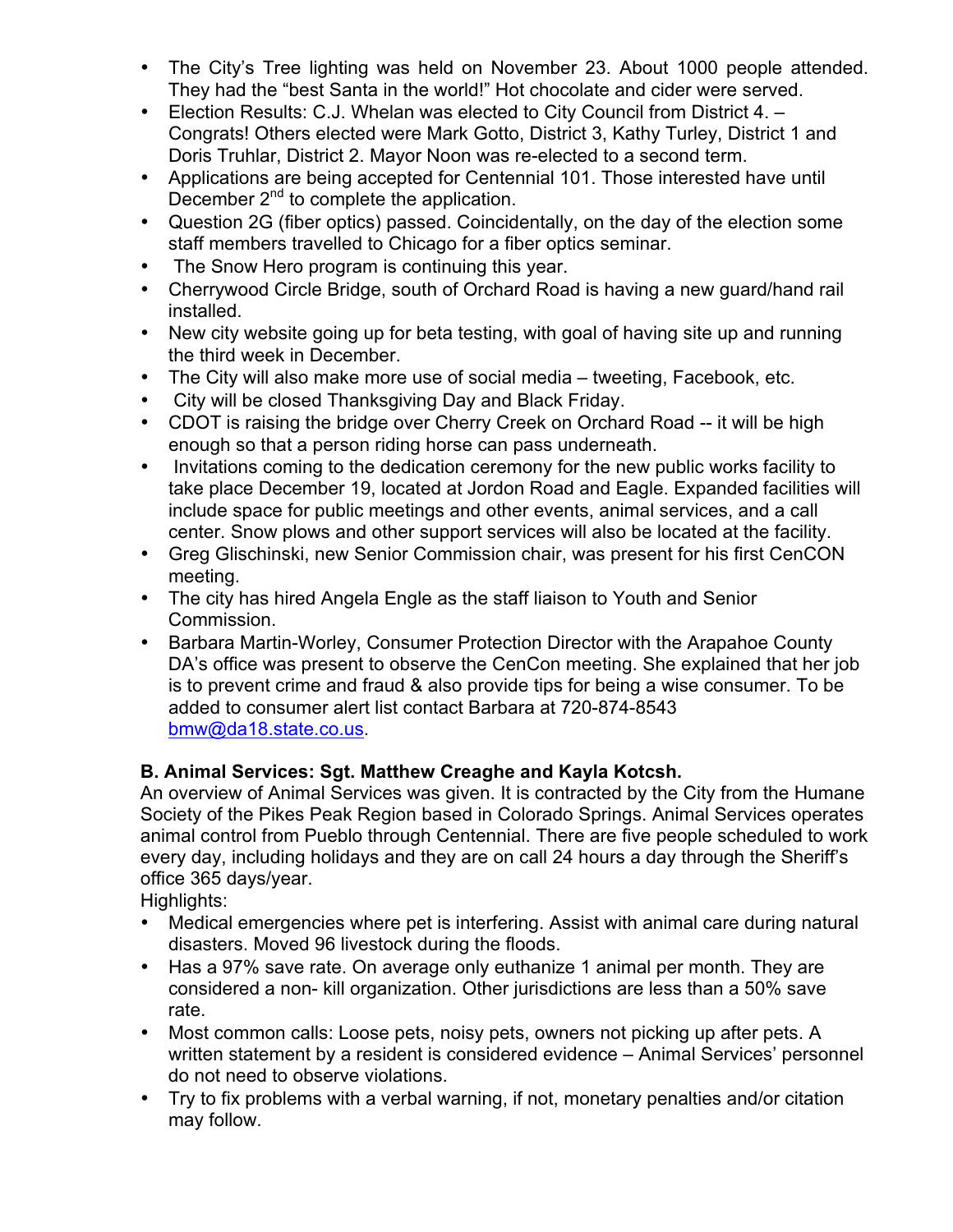- The City's Tree lighting was held on November 23. About 1000 people attended. They had the "best Santa in the world!" Hot chocolate and cider were served.
- Election Results: C.J. Whelan was elected to City Council from District 4. – Congrats! Others elected were Mark Gotto, District 3, Kathy Turley, District 1 and Doris Truhlar, District 2. Mayor Noon was re-elected to a second term.
- Applications are being accepted for Centennial 101. Those interested have until December 2nd to complete the application.
- Question 2G (fiber optics) passed. Coincidentally, on the day of the election some staff members travelled to Chicago for a fiber optics seminar.
- The Snow Hero program is continuing this year.
- Cherrywood Circle Bridge, south of Orchard Road is having a new guard/hand rail installed.
- New city website going up for beta testing, with goal of having site up and running the third week in December.
- The City will also make more use of social media – tweeting, Facebook, etc.
- City will be closed Thanksgiving Day and Black Friday.
- CDOT is raising the bridge over Cherry Creek on Orchard Road -- it will be high enough so that a person riding horse can pass underneath.
- Invitations coming to the dedication ceremony for the new public works facility to take place December 19, located at Jordon Road and Eagle. Expanded facilities will include space for public meetings and other events, animal services, and a call center. Snow plows and other support services will also be located at the facility.
- Greg Glischinski, new Senior Commission chair, was present for his first CenCON meeting.
- The city has hired Angela Engle as the staff liaison to Youth and Senior Commission.
- Barbara Martin-Worley, Consumer Protection Director with the Arapahoe County DA's office was present to observe the CenCon meeting. She explained that her job is to prevent crime and fraud & also provide tips for being a wise consumer. To be added to consumer alert list contact Barbara at 720-874-8543 bmw@da18.state.co.us.

**B. Animal Services: Sgt. Matthew Creaghe and Kayla Kotcsh.**

An overview of Animal Services was given. It is contracted by the City from the Humane Society of the Pikes Peak Region based in Colorado Springs. Animal Services operates animal control from Pueblo through Centennial. There are five people scheduled to work every day, including holidays and they are on call 24 hours a day through the Sheriff's office 365 days/year.

Highlights:

- Medical emergencies where pet is interfering. Assist with animal care during natural disasters. Moved 96 livestock during the floods.
- Has a 97% save rate. On average only euthanize 1 animal per month. They are considered a non- kill organization. Other jurisdictions are less than a 50% save rate.
- Most common calls: Loose pets, noisy pets, owners not picking up after pets. A written statement by a resident is considered evidence – Animal Services' personnel do not need to observe violations.
- Try to fix problems with a verbal warning, if not, monetary penalties and/or citation may follow.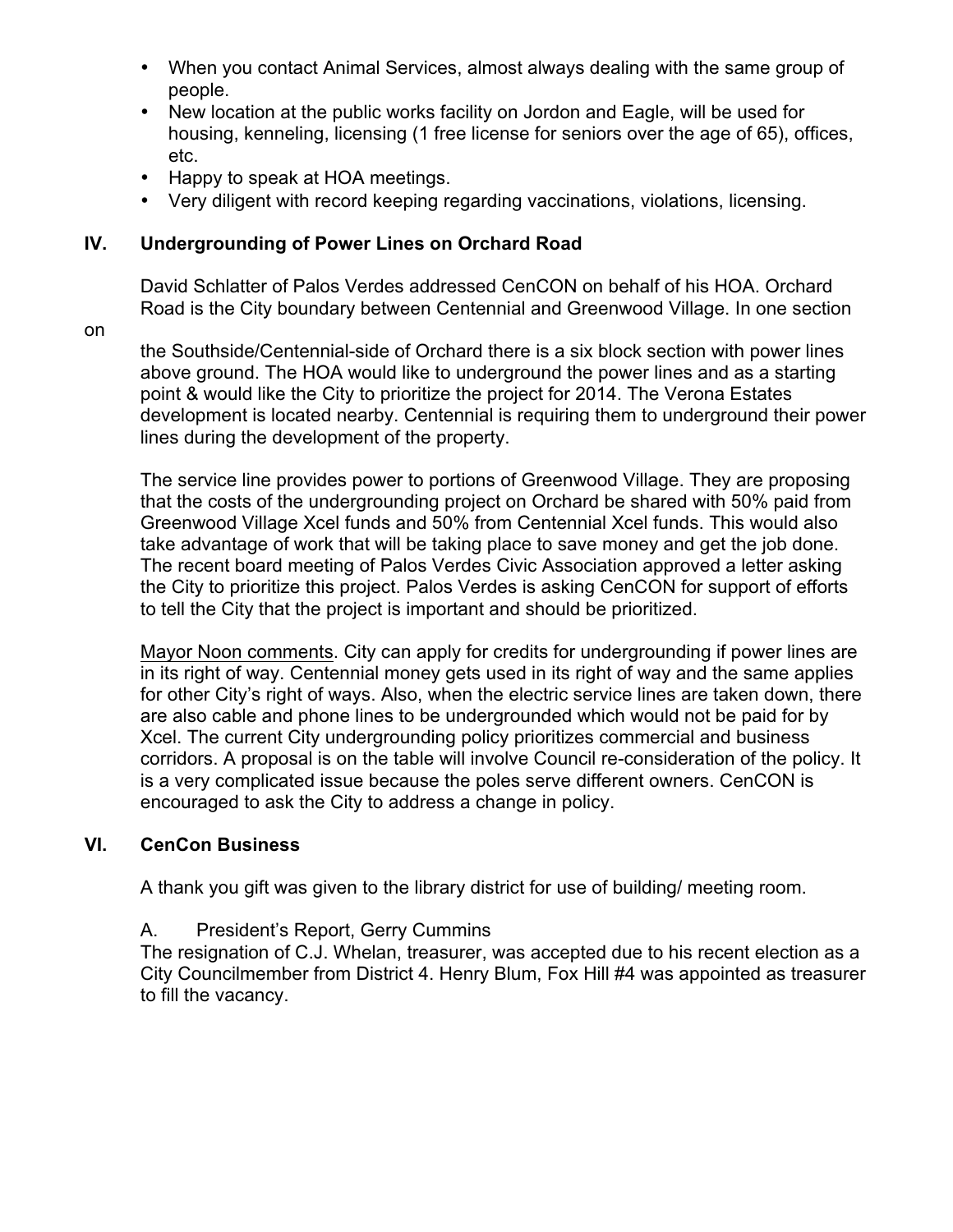- When you contact Animal Services, almost always dealing with the same group of people.
- New location at the public works facility on Jordon and Eagle, will be used for housing, kenneling, licensing (1 free license for seniors over the age of 65), offices, etc.
- Happy to speak at HOA meetings.
- Very diligent with record keeping regarding vaccinations, violations, licensing.

## IV. Undergrounding of Power Lines on Orchard Road

David Schlatter of Palos Verdes addressed CenCON on behalf of his HOA. Orchard Road is the City boundary between Centennial and Greenwood Village. In one section on the Southside/Centennial-side of Orchard there is a six block section with power lines above ground. The HOA would like to underground the power lines and as a starting point & would like the City to prioritize the project for 2014. The Verona Estates development is located nearby. Centennial is requiring them to underground their power lines during the development of the property.

The service line provides power to portions of Greenwood Village. They are proposing that the costs of the undergrounding project on Orchard be shared with 50% paid from Greenwood Village Xcel funds and 50% from Centennial Xcel funds. This would also take advantage of work that will be taking place to save money and get the job done. The recent board meeting of Palos Verdes Civic Association approved a letter asking the City to prioritize this project. Palos Verdes is asking CenCON for support of efforts to tell the City that the project is important and should be prioritized.

Mayor Noon comments. City can apply for credits for undergrounding if power lines are in its right of way. Centennial money gets used in its right of way and the same applies for other City's right of ways. Also, when the electric service lines are taken down, there are also cable and phone lines to be undergrounded which would not be paid for by Xcel. The current City undergrounding policy prioritizes commercial and business corridors. A proposal is on the table will involve Council re-consideration of the policy. It is a very complicated issue because the poles serve different owners. CenCON is encouraged to ask the City to address a change in policy.

## VI. CenCon Business

A thank you gift was given to the library district for use of building/ meeting room.

A. President's Report, Gerry Cummins

The resignation of C.J. Whelan, treasurer, was accepted due to his recent election as a City Councilmember from District 4. Henry Blum, Fox Hill #4 was appointed as treasurer to fill the vacancy.